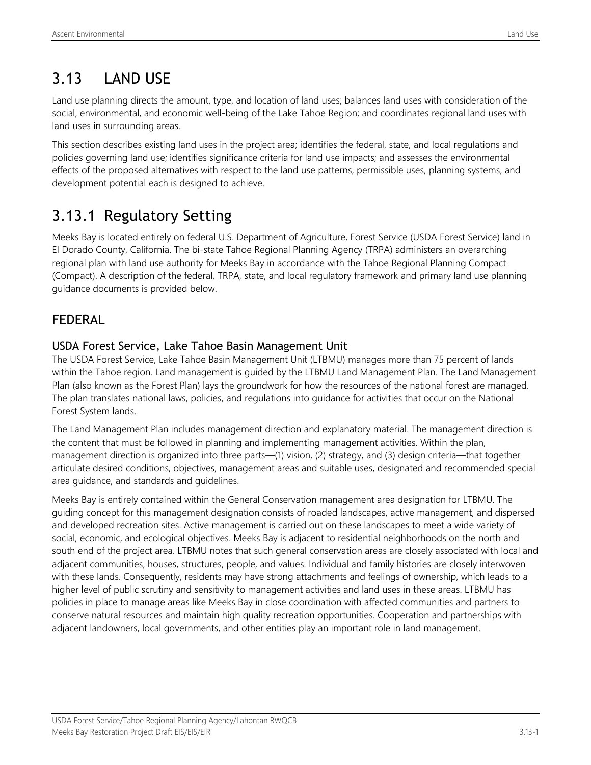# 3.13 LAND USE

Land use planning directs the amount, type, and location of land uses; balances land uses with consideration of the social, environmental, and economic well-being of the Lake Tahoe Region; and coordinates regional land uses with land uses in surrounding areas.

This section describes existing land uses in the project area; identifies the federal, state, and local regulations and policies governing land use; identifies significance criteria for land use impacts; and assesses the environmental effects of the proposed alternatives with respect to the land use patterns, permissible uses, planning systems, and development potential each is designed to achieve.

## 3.13.1 Regulatory Setting

Meeks Bay is located entirely on federal U.S. Department of Agriculture, Forest Service (USDA Forest Service) land in El Dorado County, California. The bi-state Tahoe Regional Planning Agency (TRPA) administers an overarching regional plan with land use authority for Meeks Bay in accordance with the Tahoe Regional Planning Compact (Compact). A description of the federal, TRPA, state, and local regulatory framework and primary land use planning guidance documents is provided below.

### FEDERAL

#### USDA Forest Service, Lake Tahoe Basin Management Unit

The USDA Forest Service, Lake Tahoe Basin Management Unit (LTBMU) manages more than 75 percent of lands within the Tahoe region. Land management is guided by the LTBMU Land Management Plan. The Land Management Plan (also known as the Forest Plan) lays the groundwork for how the resources of the national forest are managed. The plan translates national laws, policies, and regulations into guidance for activities that occur on the National Forest System lands.

The Land Management Plan includes management direction and explanatory material. The management direction is the content that must be followed in planning and implementing management activities. Within the plan, management direction is organized into three parts—(1) vision, (2) strategy, and (3) design criteria—that together articulate desired conditions, objectives, management areas and suitable uses, designated and recommended special area guidance, and standards and guidelines.

Meeks Bay is entirely contained within the General Conservation management area designation for LTBMU. The guiding concept for this management designation consists of roaded landscapes, active management, and dispersed and developed recreation sites. Active management is carried out on these landscapes to meet a wide variety of social, economic, and ecological objectives. Meeks Bay is adjacent to residential neighborhoods on the north and south end of the project area. LTBMU notes that such general conservation areas are closely associated with local and adjacent communities, houses, structures, people, and values. Individual and family histories are closely interwoven with these lands. Consequently, residents may have strong attachments and feelings of ownership, which leads to a higher level of public scrutiny and sensitivity to management activities and land uses in these areas. LTBMU has policies in place to manage areas like Meeks Bay in close coordination with affected communities and partners to conserve natural resources and maintain high quality recreation opportunities. Cooperation and partnerships with adjacent landowners, local governments, and other entities play an important role in land management.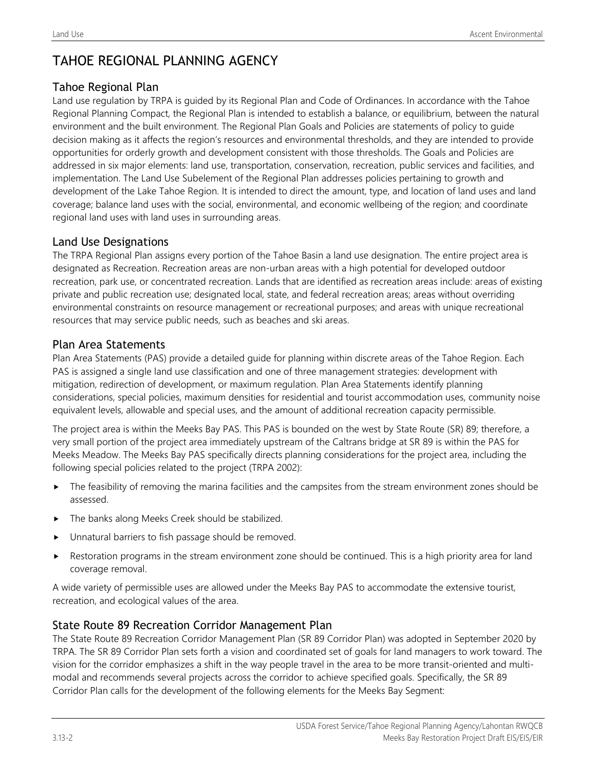# TAHOE REGIONAL PLANNING AGENCY

## Tahoe Regional Plan

Land use regulation by TRPA is guided by its Regional Plan and Code of Ordinances. In accordance with the Tahoe Regional Planning Compact, the Regional Plan is intended to establish a balance, or equilibrium, between the natural environment and the built environment. The Regional Plan Goals and Policies are statements of policy to guide decision making as it affects the region's resources and environmental thresholds, and they are intended to provide opportunities for orderly growth and development consistent with those thresholds. The Goals and Policies are addressed in six major elements: land use, transportation, conservation, recreation, public services and facilities, and implementation. The Land Use Subelement of the Regional Plan addresses policies pertaining to growth and development of the Lake Tahoe Region. It is intended to direct the amount, type, and location of land uses and land coverage; balance land uses with the social, environmental, and economic wellbeing of the region; and coordinate regional land uses with land uses in surrounding areas.

## Land Use Designations

The TRPA Regional Plan assigns every portion of the Tahoe Basin a land use designation. The entire project area is designated as Recreation. Recreation areas are non-urban areas with a high potential for developed outdoor recreation, park use, or concentrated recreation. Lands that are identified as recreation areas include: areas of existing private and public recreation use; designated local, state, and federal recreation areas; areas without overriding environmental constraints on resource management or recreational purposes; and areas with unique recreational resources that may service public needs, such as beaches and ski areas.

## Plan Area Statements

Plan Area Statements (PAS) provide a detailed guide for planning within discrete areas of the Tahoe Region. Each PAS is assigned a single land use classification and one of three management strategies: development with mitigation, redirection of development, or maximum regulation. Plan Area Statements identify planning considerations, special policies, maximum densities for residential and tourist accommodation uses, community noise equivalent levels, allowable and special uses, and the amount of additional recreation capacity permissible.

The project area is within the Meeks Bay PAS. This PAS is bounded on the west by State Route (SR) 89; therefore, a very small portion of the project area immediately upstream of the Caltrans bridge at SR 89 is within the PAS for Meeks Meadow. The Meeks Bay PAS specifically directs planning considerations for the project area, including the following special policies related to the project (TRPA 2002):

- The feasibility of removing the marina facilities and the campsites from the stream environment zones should be assessed.
- The banks along Meeks Creek should be stabilized.
- Unnatural barriers to fish passage should be removed.
- Restoration programs in the stream environment zone should be continued. This is a high priority area for land coverage removal.

A wide variety of permissible uses are allowed under the Meeks Bay PAS to accommodate the extensive tourist, recreation, and ecological values of the area.

## State Route 89 Recreation Corridor Management Plan

The State Route 89 Recreation Corridor Management Plan (SR 89 Corridor Plan) was adopted in September 2020 by TRPA. The SR 89 Corridor Plan sets forth a vision and coordinated set of goals for land managers to work toward. The vision for the corridor emphasizes a shift in the way people travel in the area to be more transit-oriented and multi-modal and recommends several projects across the corridor to achieve specified goals. Specifically, the SR 89 Corridor Plan calls for the development of the following elements for the Meeks Bay Segment: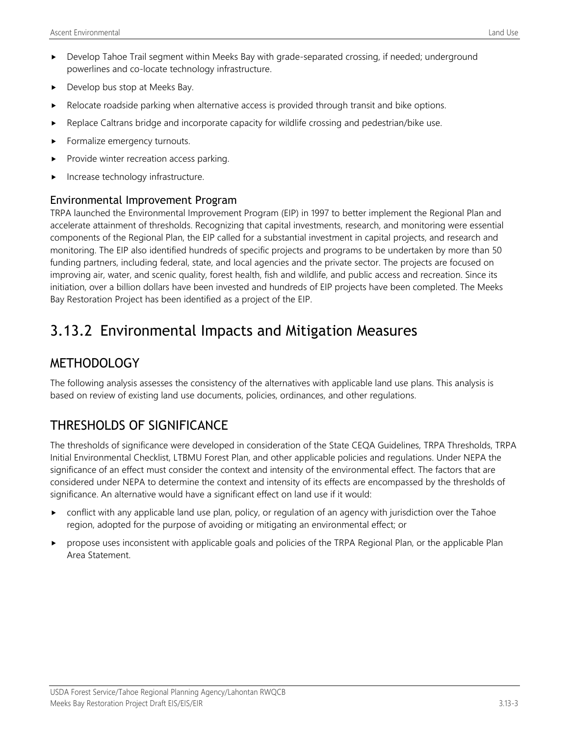- Develop Tahoe Trail segment within Meeks Bay with grade-separated crossing, if needed; underground powerlines and co-locate technology infrastructure.
- Develop bus stop at Meeks Bay.
- Relocate roadside parking when alternative access is provided through transit and bike options.
- Replace Caltrans bridge and incorporate capacity for wildlife crossing and pedestrian/bike use.
- Formalize emergency turnouts.
- Provide winter recreation access parking.
- Increase technology infrastructure.

### Environmental Improvement Program

TRPA launched the Environmental Improvement Program (EIP) in 1997 to better implement the Regional Plan and accelerate attainment of thresholds. Recognizing that capital investments, research, and monitoring were essential components of the Regional Plan, the EIP called for a substantial investment in capital projects, and research and monitoring. The EIP also identified hundreds of specific projects and programs to be undertaken by more than 50 funding partners, including federal, state, and local agencies and the private sector. The projects are focused on improving air, water, and scenic quality, forest health, fish and wildlife, and public access and recreation. Since its initiation, over a billion dollars have been invested and hundreds of EIP projects have been completed. The Meeks Bay Restoration Project has been identified as a project of the EIP.

# 3.13.2 Environmental Impacts and Mitigation Measures

## METHODOLOGY

The following analysis assesses the consistency of the alternatives with applicable land use plans. This analysis is based on review of existing land use documents, policies, ordinances, and other regulations.

## THRESHOLDS OF SIGNIFICANCE

The thresholds of significance were developed in consideration of the State CEQA Guidelines, TRPA Thresholds, TRPA Initial Environmental Checklist, LTBMU Forest Plan, and other applicable policies and regulations. Under NEPA the significance of an effect must consider the context and intensity of the environmental effect. The factors that are considered under NEPA to determine the context and intensity of its effects are encompassed by the thresholds of significance. An alternative would have a significant effect on land use if it would:

- conflict with any applicable land use plan, policy, or regulation of an agency with jurisdiction over the Tahoe region, adopted for the purpose of avoiding or mitigating an environmental effect; or
- propose uses inconsistent with applicable goals and policies of the TRPA Regional Plan, or the applicable Plan Area Statement.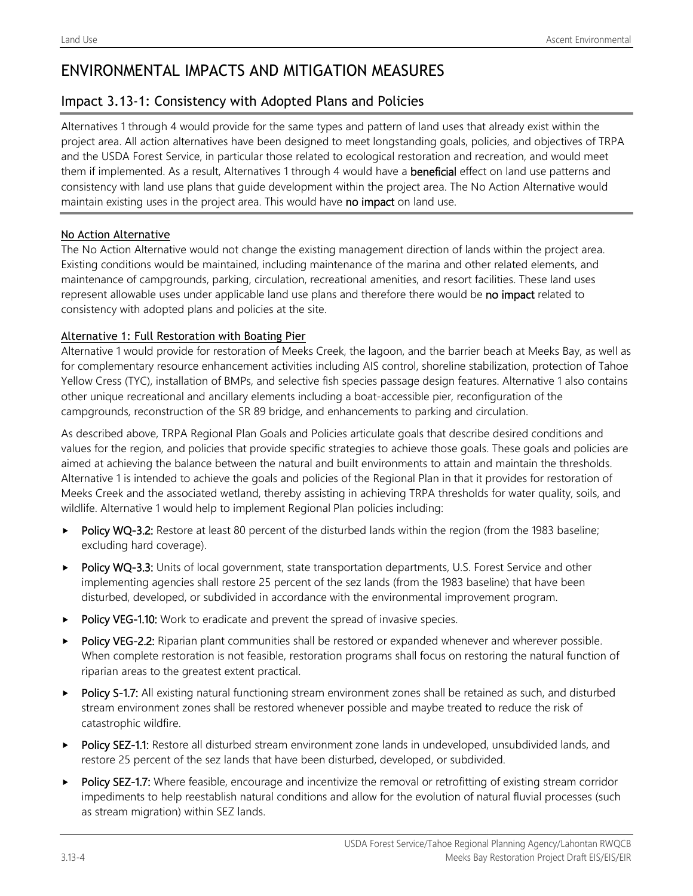# ENVIRONMENTAL IMPACTS AND MITIGATION MEASURES

## Impact 3.13-1: Consistency with Adopted Plans and Policies

Alternatives 1 through 4 would provide for the same types and pattern of land uses that already exist within the project area. All action alternatives have been designed to meet longstanding goals, policies, and objectives of TRPA and the USDA Forest Service, in particular those related to ecological restoration and recreation, and would meet them if implemented. As a result, Alternatives 1 through 4 would have a **beneficial** effect on land use patterns and consistency with land use plans that guide development within the project area. The No Action Alternative would maintain existing uses in the project area. This would have **no impact** on land use.

### No Action Alternative

The No Action Alternative would not change the existing management direction of lands within the project area. Existing conditions would be maintained, including maintenance of the marina and other related elements, and maintenance of campgrounds, parking, circulation, recreational amenities, and resort facilities. These land uses represent allowable uses under applicable land use plans and therefore there would be **no impact** related to consistency with adopted plans and policies at the site.

### Alternative 1: Full Restoration with Boating Pier

Alternative 1 would provide for restoration of Meeks Creek, the lagoon, and the barrier beach at Meeks Bay, as well as for complementary resource enhancement activities including AIS control, shoreline stabilization, protection of Tahoe Yellow Cress (TYC), installation of BMPs, and selective fish species passage design features. Alternative 1 also contains other unique recreational and ancillary elements including a boat-accessible pier, reconfiguration of the campgrounds, reconstruction of the SR 89 bridge, and enhancements to parking and circulation.

As described above, TRPA Regional Plan Goals and Policies articulate goals that describe desired conditions and values for the region, and policies that provide specific strategies to achieve those goals. These goals and policies are aimed at achieving the balance between the natural and built environments to attain and maintain the thresholds. Alternative 1 is intended to achieve the goals and policies of the Regional Plan in that it provides for restoration of Meeks Creek and the associated wetland, thereby assisting in achieving TRPA thresholds for water quality, soils, and wildlife. Alternative 1 would help to implement Regional Plan policies including:

- **Policy WQ-3.2:** Restore at least 80 percent of the disturbed lands within the region (from the 1983 baseline; excluding hard coverage).
- **Policy WQ-3.3:** Units of local government, state transportation departments, U.S. Forest Service and other implementing agencies shall restore 25 percent of the sez lands (from the 1983 baseline) that have been disturbed, developed, or subdivided in accordance with the environmental improvement program.
- **Policy VEG-1.10:** Work to eradicate and prevent the spread of invasive species.
- **Policy VEG-2.2:** Riparian plant communities shall be restored or expanded whenever and wherever possible. When complete restoration is not feasible, restoration programs shall focus on restoring the natural function of riparian areas to the greatest extent practical.
- **Policy S-1.7:** All existing natural functioning stream environment zones shall be retained as such, and disturbed stream environment zones shall be restored whenever possible and maybe treated to reduce the risk of catastrophic wildfire.
- **Policy SEZ-1.1:** Restore all disturbed stream environment zone lands in undeveloped, unsubdivided lands, and restore 25 percent of the sez lands that have been disturbed, developed, or subdivided.
- **Policy SEZ-1.7:** Where feasible, encourage and incentivize the removal or retrofitting of existing stream corridor impediments to help reestablish natural conditions and allow for the evolution of natural fluvial processes (such as stream migration) within SEZ lands.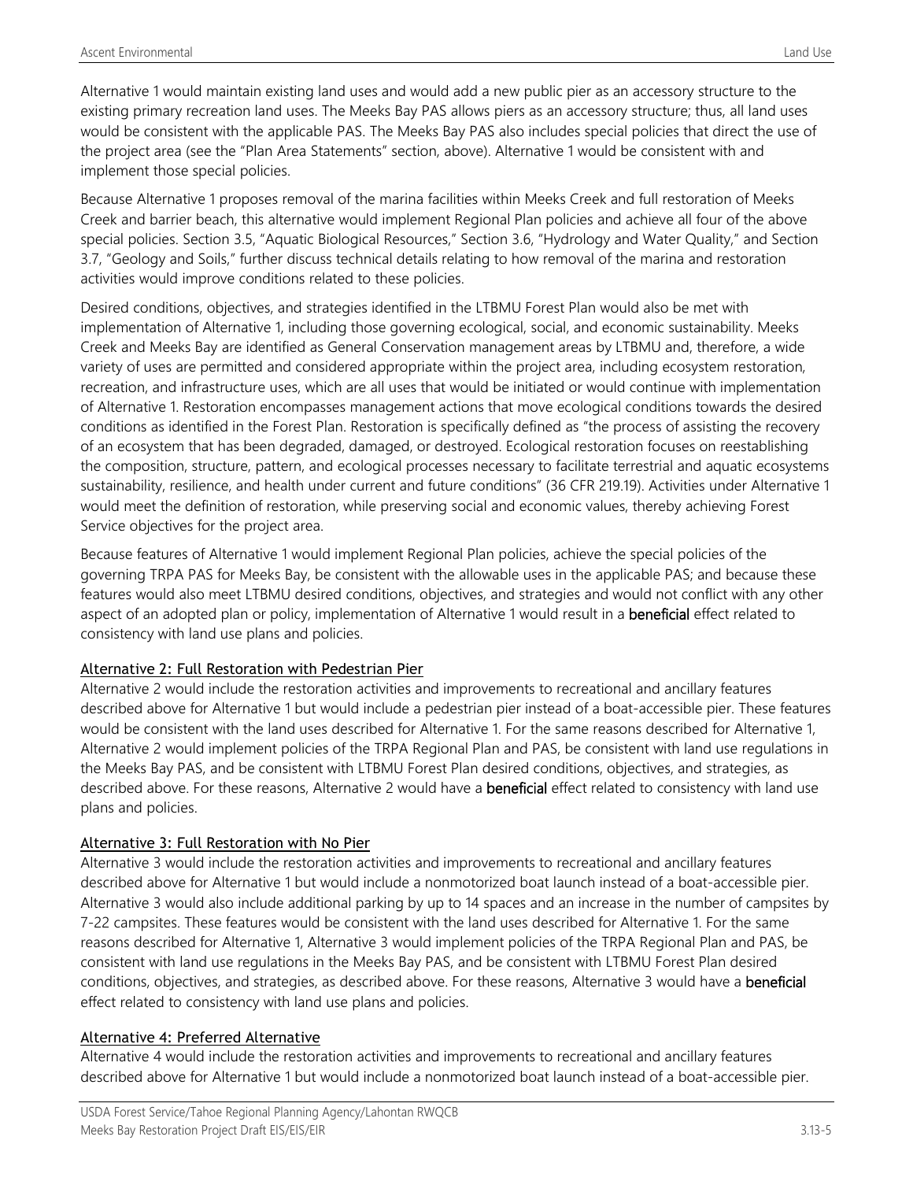Alternative 1 would maintain existing land uses and would add a new public pier as an accessory structure to the existing primary recreation land uses. The Meeks Bay PAS allows piers as an accessory structure; thus, all land uses would be consistent with the applicable PAS. The Meeks Bay PAS also includes special policies that direct the use of the project area (see the "Plan Area Statements" section, above). Alternative 1 would be consistent with and implement those special policies.

Because Alternative 1 proposes removal of the marina facilities within Meeks Creek and full restoration of Meeks Creek and barrier beach, this alternative would implement Regional Plan policies and achieve all four of the above special policies. Section 3.5, "Aquatic Biological Resources," Section 3.6, "Hydrology and Water Quality," and Section 3.7, "Geology and Soils," further discuss technical details relating to how removal of the marina and restoration activities would improve conditions related to these policies.

Desired conditions, objectives, and strategies identified in the LTBMU Forest Plan would also be met with implementation of Alternative 1, including those governing ecological, social, and economic sustainability. Meeks Creek and Meeks Bay are identified as General Conservation management areas by LTBMU and, therefore, a wide variety of uses are permitted and considered appropriate within the project area, including ecosystem restoration, recreation, and infrastructure uses, which are all uses that would be initiated or would continue with implementation of Alternative 1. Restoration encompasses management actions that move ecological conditions towards the desired conditions as identified in the Forest Plan. Restoration is specifically defined as "the process of assisting the recovery of an ecosystem that has been degraded, damaged, or destroyed. Ecological restoration focuses on reestablishing the composition, structure, pattern, and ecological processes necessary to facilitate terrestrial and aquatic ecosystems sustainability, resilience, and health under current and future conditions" (36 CFR 219.19). Activities under Alternative 1 would meet the definition of restoration, while preserving social and economic values, thereby achieving Forest Service objectives for the project area.

Because features of Alternative 1 would implement Regional Plan policies, achieve the special policies of the governing TRPA PAS for Meeks Bay, be consistent with the allowable uses in the applicable PAS; and because these features would also meet LTBMU desired conditions, objectives, and strategies and would not conflict with any other aspect of an adopted plan or policy, implementation of Alternative 1 would result in a **beneficial** effect related to consistency with land use plans and policies.

#### Alternative 2: Full Restoration with Pedestrian Pier

Alternative 2 would include the restoration activities and improvements to recreational and ancillary features described above for Alternative 1 but would include a pedestrian pier instead of a boat-accessible pier. These features would be consistent with the land uses described for Alternative 1. For the same reasons described for Alternative 1, Alternative 2 would implement policies of the TRPA Regional Plan and PAS, be consistent with land use regulations in the Meeks Bay PAS, and be consistent with LTBMU Forest Plan desired conditions, objectives, and strategies, as described above. For these reasons, Alternative 2 would have a **beneficial** effect related to consistency with land use plans and policies.

#### Alternative 3: Full Restoration with No Pier

Alternative 3 would include the restoration activities and improvements to recreational and ancillary features described above for Alternative 1 but would include a nonmotorized boat launch instead of a boat-accessible pier. Alternative 3 would also include additional parking by up to 14 spaces and an increase in the number of campsites by 7-22 campsites. These features would be consistent with the land uses described for Alternative 1. For the same reasons described for Alternative 1, Alternative 3 would implement policies of the TRPA Regional Plan and PAS, be consistent with land use regulations in the Meeks Bay PAS, and be consistent with LTBMU Forest Plan desired conditions, objectives, and strategies, as described above. For these reasons, Alternative 3 would have a **beneficial** effect related to consistency with land use plans and policies.

#### Alternative 4: Preferred Alternative

Alternative 4 would include the restoration activities and improvements to recreational and ancillary features described above for Alternative 1 but would include a nonmotorized boat launch instead of a boat-accessible pier.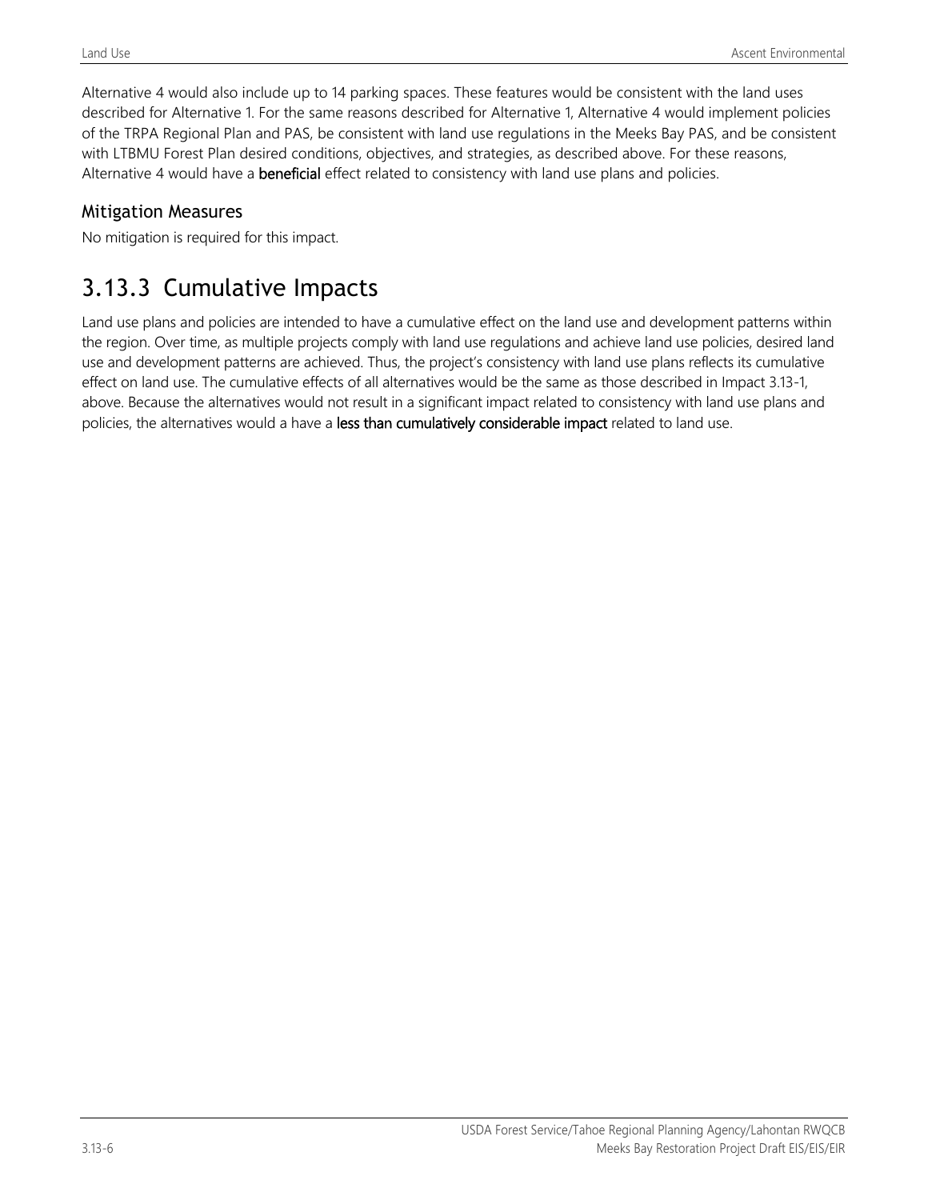Alternative 4 would also include up to 14 parking spaces. These features would be consistent with the land uses described for Alternative 1. For the same reasons described for Alternative 1, Alternative 4 would implement policies of the TRPA Regional Plan and PAS, be consistent with land use regulations in the Meeks Bay PAS, and be consistent with LTBMU Forest Plan desired conditions, objectives, and strategies, as described above. For these reasons, Alternative 4 would have a **beneficial** effect related to consistency with land use plans and policies.

### Mitigation Measures

No mitigation is required for this impact.

## 3.13.3 Cumulative Impacts

Land use plans and policies are intended to have a cumulative effect on the land use and development patterns within the region. Over time, as multiple projects comply with land use regulations and achieve land use policies, desired land use and development patterns are achieved. Thus, the project's consistency with land use plans reflects its cumulative effect on land use. The cumulative effects of all alternatives would be the same as those described in Impact 3.13-1, above. Because the alternatives would not result in a significant impact related to consistency with land use plans and policies, the alternatives would a have a **less than cumulatively considerable impact** related to land use.